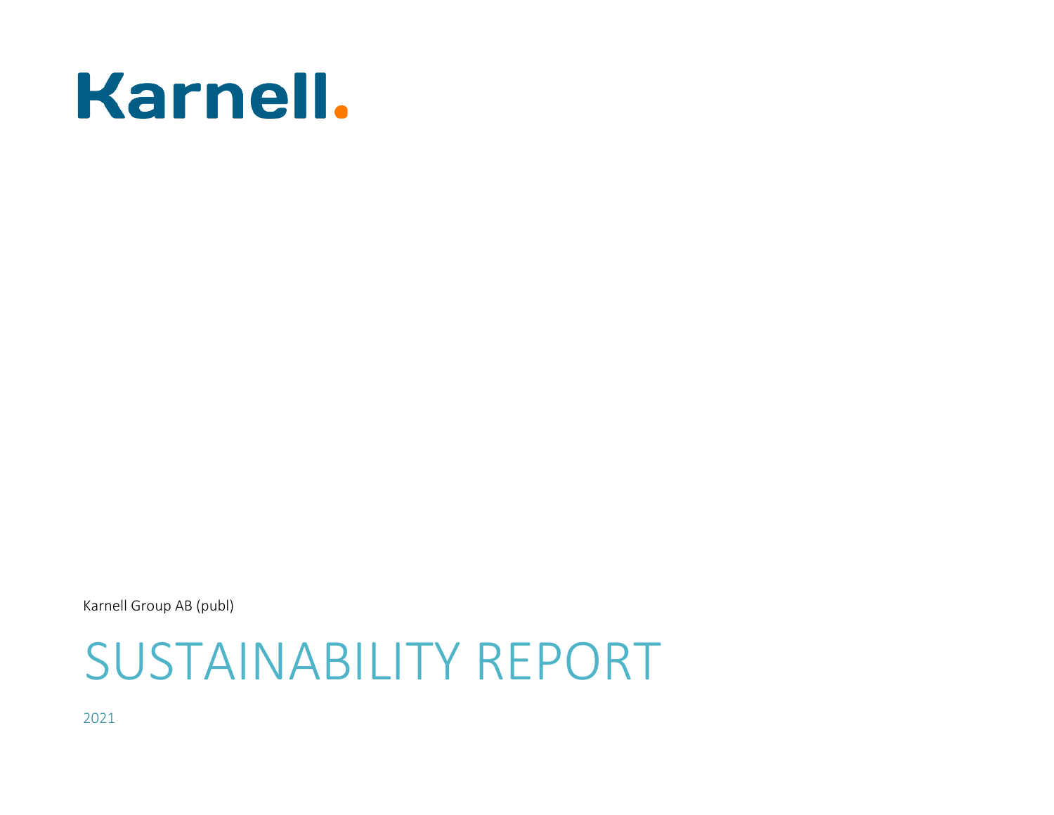# Karnell.

Karnell Group AB (publ)

# SUSTAINABILITY REPORT

2021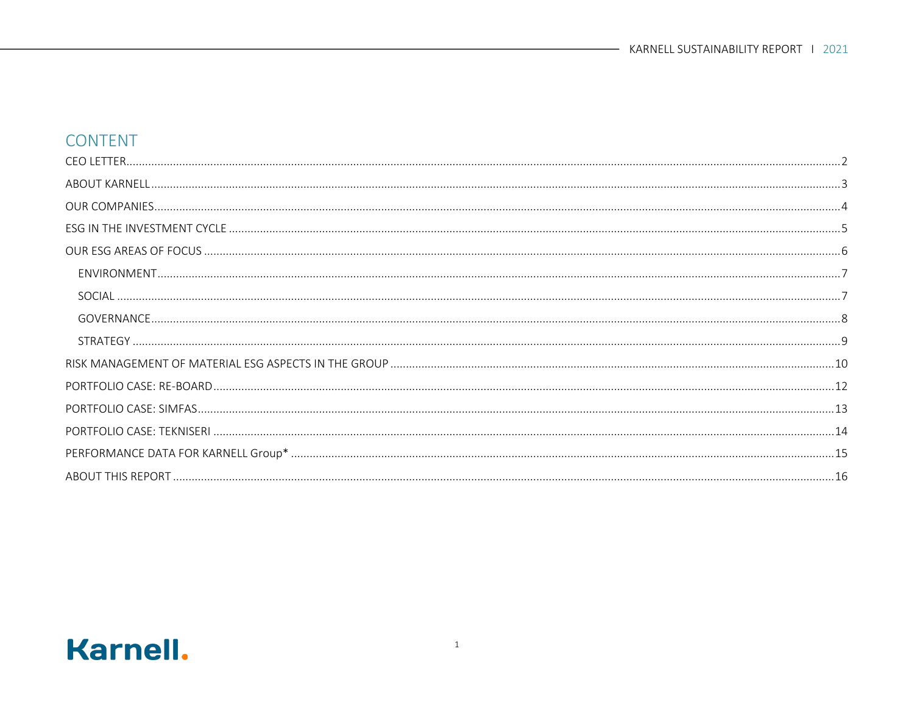# CONTENT

- CEO LETTER ........ 2
- ABOUT KARNELL ........ 3
- OUR COMPANIES ........ 4
- ESG IN THE INVESTMENT CYCLE ........ 5
- OUR ESG AREAS OF FOCUS ........ 6
  - ENVIRONMENT ........ 7
  - SOCIAL ........ 7
  - GOVERNANCE ........ 8
  - STRATEGY ........ 9
- RISK MANAGEMENT OF MATERIAL ESG ASPECTS IN THE GROUP ........ 10
- PORTFOLIO CASE: RE-BOARD ........ 12
- PORTFOLIO CASE: SIMFAS ........ 13
- PORTFOLIO CASE: TEKNISERI ........ 14
- PERFORMANCE DATA FOR KARNELL Group* ........ 15
- ABOUT THIS REPORT ........ 16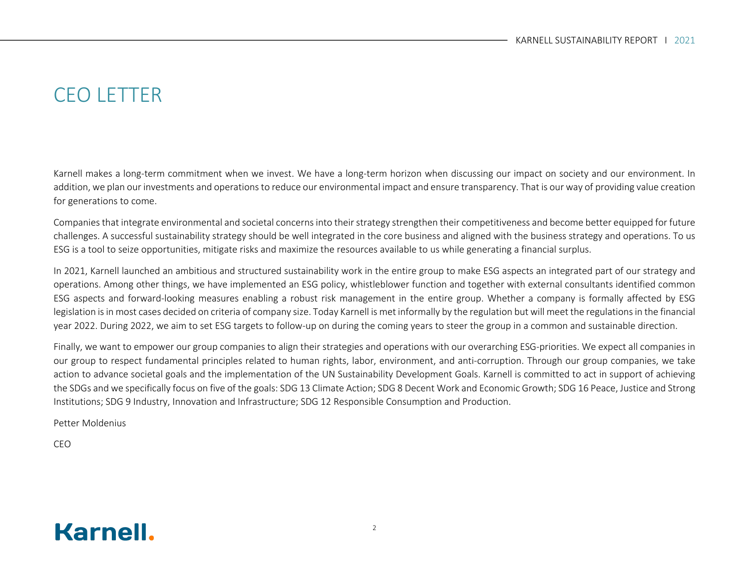# CEO LETTER

Karnell makes a long-term commitment when we invest. We have a long-term horizon when discussing our impact on society and our environment. In addition, we plan our investments and operations to reduce our environmental impact and ensure transparency. That is our way of providing value creation for generations to come.

Companies that integrate environmental and societal concerns into their strategy strengthen their competitiveness and become better equipped for future challenges. A successful sustainability strategy should be well integrated in the core business and aligned with the business strategy and operations. To us ESG is a tool to seize opportunities, mitigate risks and maximize the resources available to us while generating a financial surplus.

In 2021, Karnell launched an ambitious and structured sustainability work in the entire group to make ESG aspects an integrated part of our strategy and operations. Among other things, we have implemented an ESG policy, whistleblower function and together with external consultants identified common ESG aspects and forward-looking measures enabling a robust risk management in the entire group. Whether a company is formally affected by ESG legislation is in most cases decided on criteria of company size. Today Karnell is met informally by the regulation but will meet the regulations in the financial year 2022. During 2022, we aim to set ESG targets to follow-up on during the coming years to steer the group in a common and sustainable direction.

Finally, we want to empower our group companies to align their strategies and operations with our overarching ESG-priorities. We expect all companies in our group to respect fundamental principles related to human rights, labor, environment, and anti-corruption. Through our group companies, we take action to advance societal goals and the implementation of the UN Sustainability Development Goals. Karnell is committed to act in support of achieving the SDGs and we specifically focus on five of the goals: SDG 13 Climate Action; SDG 8 Decent Work and Economic Growth; SDG 16 Peace, Justice and Strong Institutions; SDG 9 Industry, Innovation and Infrastructure; SDG 12 Responsible Consumption and Production.

Petter Moldenius

CEO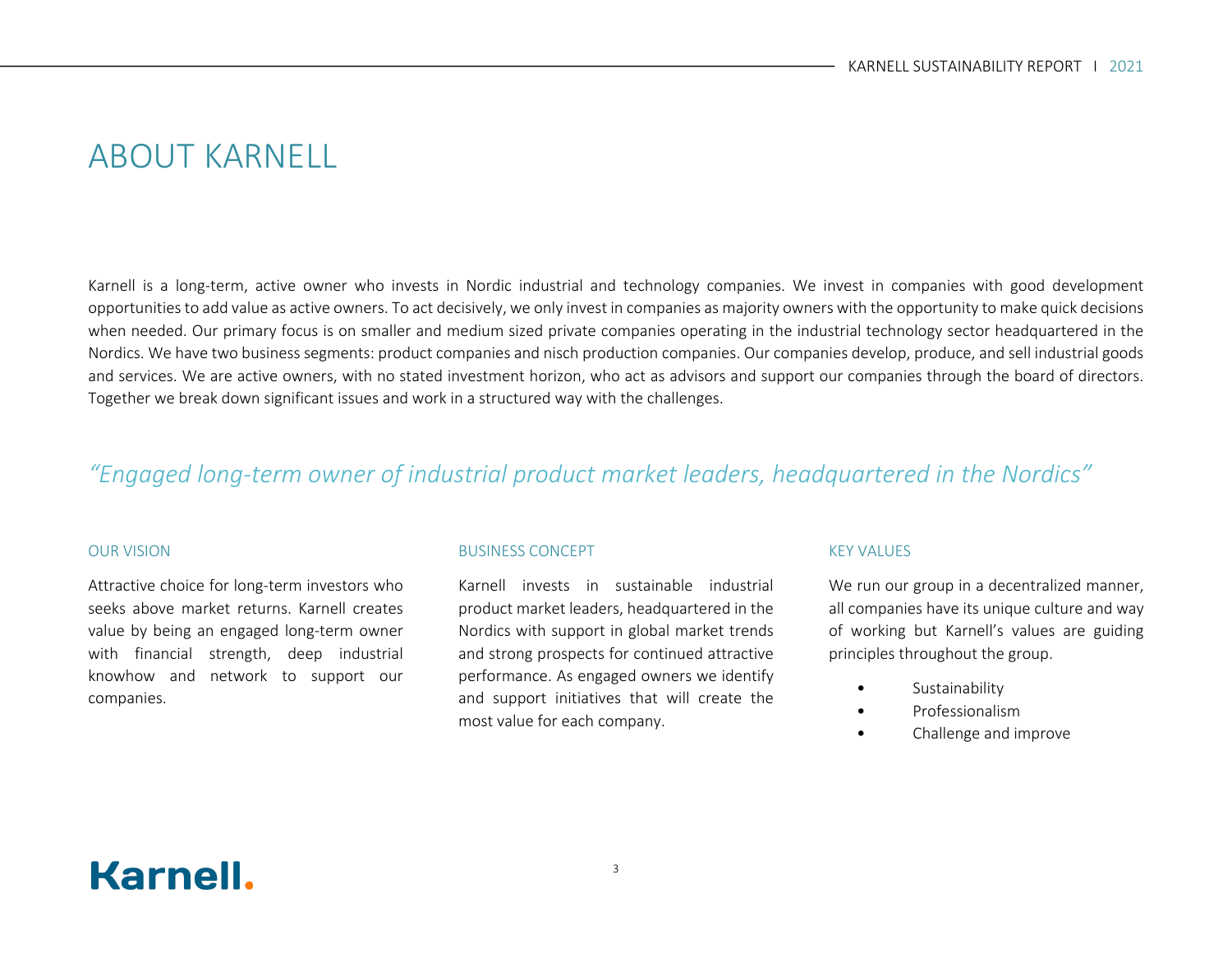# ABOUT KARNELL

Karnell is a long-term, active owner who invests in Nordic industrial and technology companies. We invest in companies with good development opportunities to add value as active owners. To act decisively, we only invest in companies as majority owners with the opportunity to make quick decisions when needed. Our primary focus is on smaller and medium sized private companies operating in the industrial technology sector headquartered in the Nordics. We have two business segments: product companies and nisch production companies. Our companies develop, produce, and sell industrial goods and services. We are active owners, with no stated investment horizon, who act as advisors and support our companies through the board of directors. Together we break down significant issues and work in a structured way with the challenges.

*"Engaged long-term owner of industrial product market leaders, headquartered in the Nordics"*

## OUR VISION

Attractive choice for long-term investors who seeks above market returns. Karnell creates value by being an engaged long-term owner with financial strength, deep industrial knowhow and network to support our companies.

## BUSINESS CONCEPT

Karnell invests in sustainable industrial product market leaders, headquartered in the Nordics with support in global market trends and strong prospects for continued attractive performance. As engaged owners we identify and support initiatives that will create the most value for each company.

## KEY VALUES

We run our group in a decentralized manner, all companies have its unique culture and way of working but Karnell's values are guiding principles throughout the group.

- Sustainability
- Professionalism
- Challenge and improve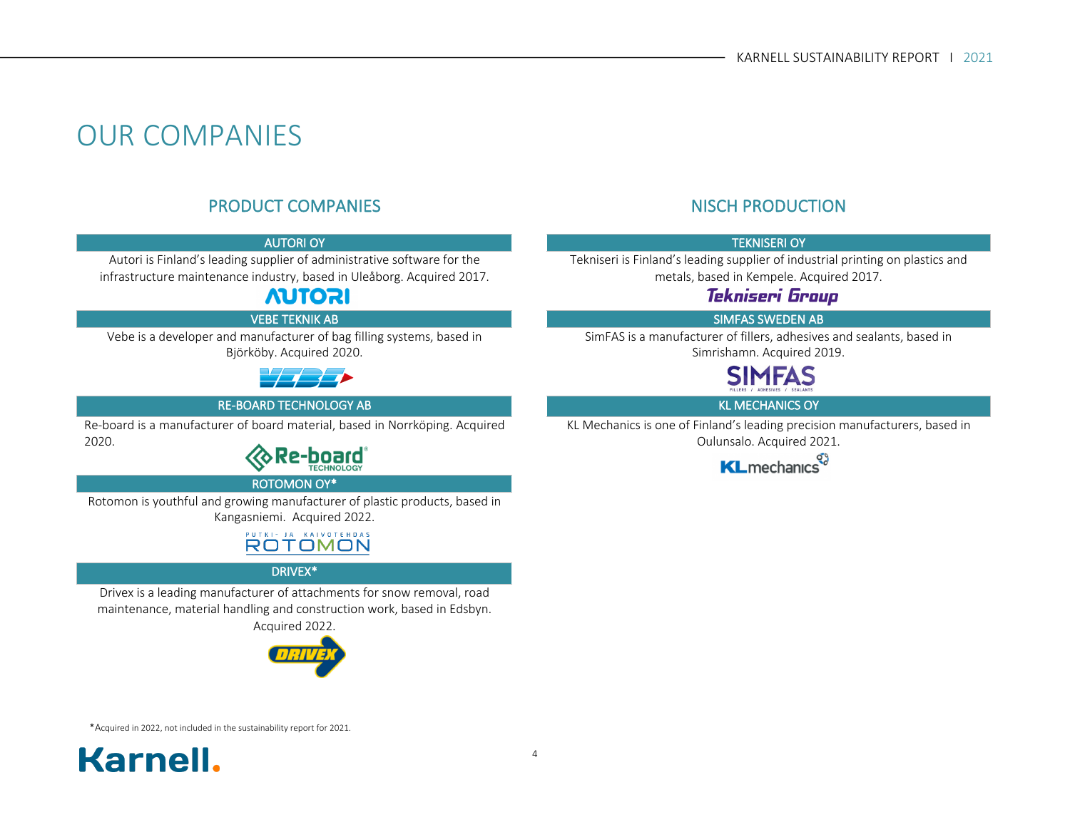# OUR COMPANIES

## PRODUCT COMPANIES

### AUTORI OY

Autori is Finland's leading supplier of administrative software for the infrastructure maintenance industry, based in Uleåborg. Acquired 2017.

### VEBE TEKNIK AB

Vebe is a developer and manufacturer of bag filling systems, based in Björköby. Acquired 2020.

### RE-BOARD TECHNOLOGY AB

Re-board is a manufacturer of board material, based in Norrköping. Acquired 2020.

### ROTOMON OY*

Rotomon is youthful and growing manufacturer of plastic products, based in Kangasniemi. Acquired 2022.

### DRIVEX*

Drivex is a leading manufacturer of attachments for snow removal, road maintenance, material handling and construction work, based in Edsbyn. Acquired 2022.

## NISCH PRODUCTION

### TEKNISERI OY

Tekniseri is Finland's leading supplier of industrial printing on plastics and metals, based in Kempele. Acquired 2017.

### SIMFAS SWEDEN AB

SimFAS is a manufacturer of fillers, adhesives and sealants, based in Simrishamn. Acquired 2019.

### KL MECHANICS OY

KL Mechanics is one of Finland's leading precision manufacturers, based in Oulunsalo. Acquired 2021.

*Acquired in 2022, not included in the sustainability report for 2021.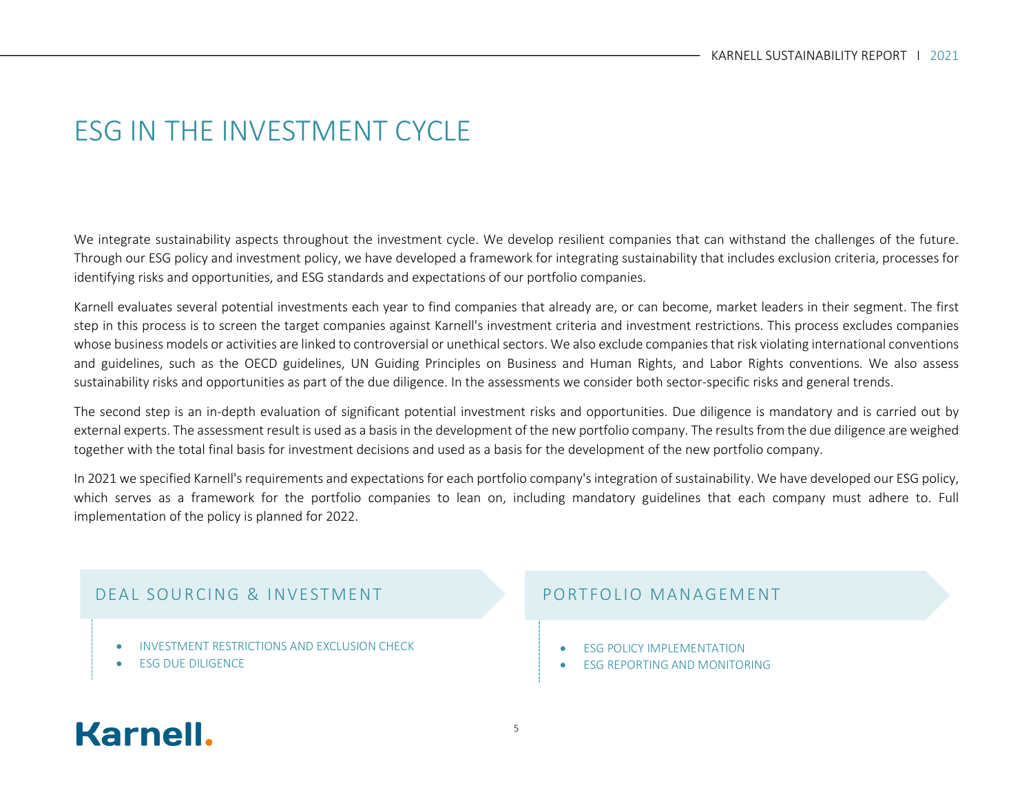# ESG IN THE INVESTMENT CYCLE

We integrate sustainability aspects throughout the investment cycle. We develop resilient companies that can withstand the challenges of the future. Through our ESG policy and investment policy, we have developed a framework for integrating sustainability that includes exclusion criteria, processes for identifying risks and opportunities, and ESG standards and expectations of our portfolio companies.

Karnell evaluates several potential investments each year to find companies that already are, or can become, market leaders in their segment. The first step in this process is to screen the target companies against Karnell's investment criteria and investment restrictions. This process excludes companies whose business models or activities are linked to controversial or unethical sectors. We also exclude companies that risk violating international conventions and guidelines, such as the OECD guidelines, UN Guiding Principles on Business and Human Rights, and Labor Rights conventions. We also assess sustainability risks and opportunities as part of the due diligence. In the assessments we consider both sector-specific risks and general trends.

The second step is an in-depth evaluation of significant potential investment risks and opportunities. Due diligence is mandatory and is carried out by external experts. The assessment result is used as a basis in the development of the new portfolio company. The results from the due diligence are weighed together with the total final basis for investment decisions and used as a basis for the development of the new portfolio company.

In 2021 we specified Karnell's requirements and expectations for each portfolio company's integration of sustainability. We have developed our ESG policy, which serves as a framework for the portfolio companies to lean on, including mandatory guidelines that each company must adhere to. Full implementation of the policy is planned for 2022.

## DEAL SOURCING & INVESTMENT

- INVESTMENT RESTRICTIONS AND EXCLUSION CHECK
- ESG DUE DILIGENCE

## PORTFOLIO MANAGEMENT

- ESG POLICY IMPLEMENTATION
- ESG REPORTING AND MONITORING

Karnell.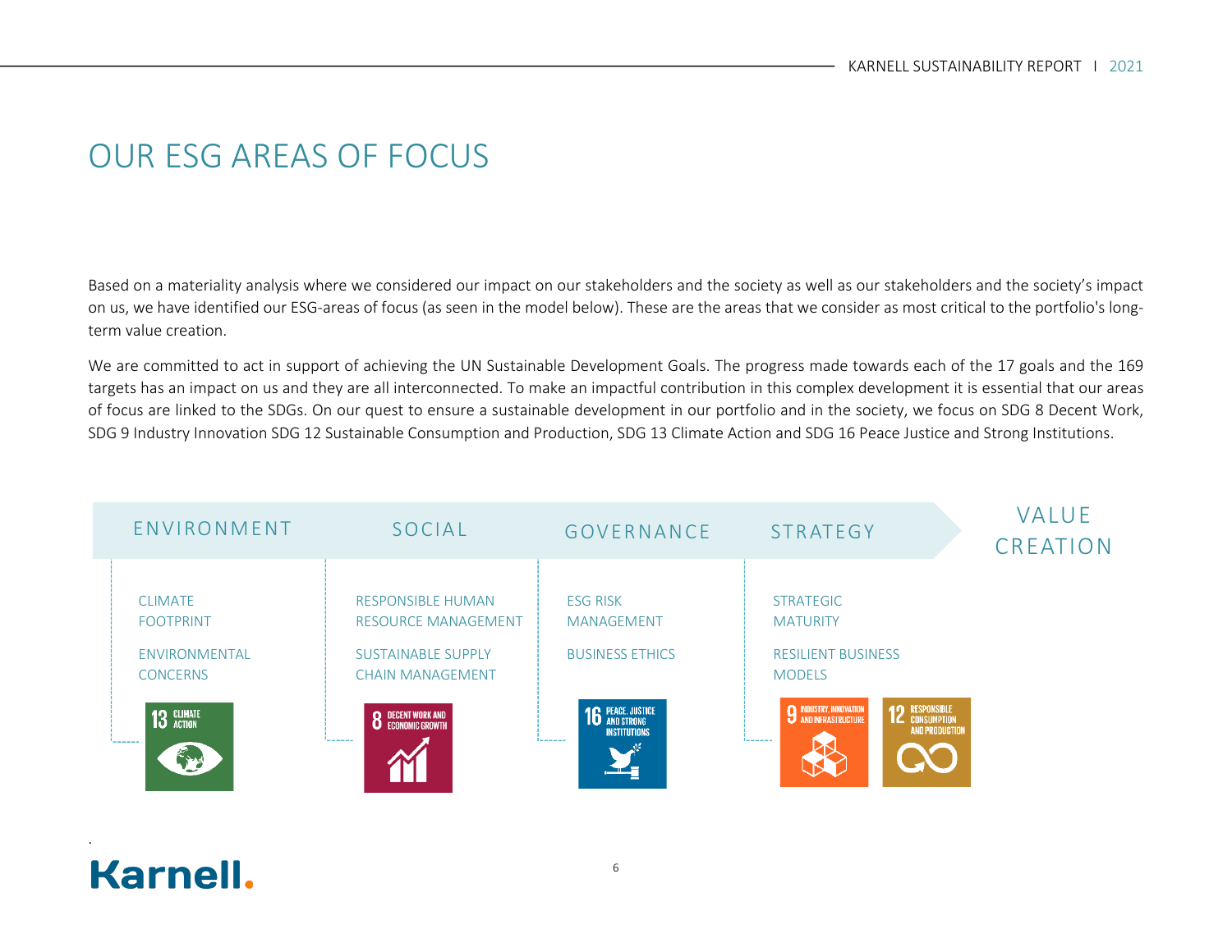# OUR ESG AREAS OF FOCUS

Based on a materiality analysis where we considered our impact on our stakeholders and the society as well as our stakeholders and the society's impact on us, we have identified our ESG-areas of focus (as seen in the model below). These are the areas that we consider as most critical to the portfolio's long-term value creation.

We are committed to act in support of achieving the UN Sustainable Development Goals. The progress made towards each of the 17 goals and the 169 targets has an impact on us and they are all interconnected. To make an impactful contribution in this complex development it is essential that our areas of focus are linked to the SDGs. On our quest to ensure a sustainable development in our portfolio and in the society, we focus on SDG 8 Decent Work, SDG 9 Industry Innovation SDG 12 Sustainable Consumption and Production, SDG 13 Climate Action and SDG 16 Peace Justice and Strong Institutions.

| ENVIRONMENT | SOCIAL | GOVERNANCE | STRATEGY | VALUE CREATION |
|---|---|---|---|---|
| CLIMATE FOOTPRINT | RESPONSIBLE HUMAN RESOURCE MANAGEMENT | ESG RISK MANAGEMENT | STRATEGIC MATURITY | |
| ENVIRONMENTAL CONCERNS | SUSTAINABLE SUPPLY CHAIN MANAGEMENT | BUSINESS ETHICS | RESILIENT BUSINESS MODELS | |
| 13 CLIMATE ACTION | 8 DECENT WORK AND ECONOMIC GROWTH | 16 PEACE, JUSTICE AND STRONG INSTITUTIONS | 9 INDUSTRY, INNOVATION AND INFRASTRUCTURE; 12 RESPONSIBLE CONSUMPTION AND PRODUCTION | |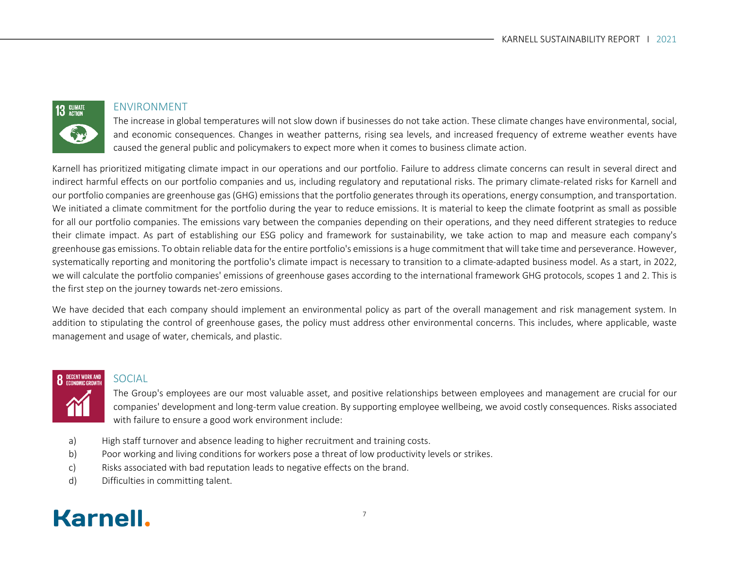## ENVIRONMENT

The increase in global temperatures will not slow down if businesses do not take action. These climate changes have environmental, social, and economic consequences. Changes in weather patterns, rising sea levels, and increased frequency of extreme weather events have caused the general public and policymakers to expect more when it comes to business climate action.

Karnell has prioritized mitigating climate impact in our operations and our portfolio. Failure to address climate concerns can result in several direct and indirect harmful effects on our portfolio companies and us, including regulatory and reputational risks. The primary climate-related risks for Karnell and our portfolio companies are greenhouse gas (GHG) emissions that the portfolio generates through its operations, energy consumption, and transportation. We initiated a climate commitment for the portfolio during the year to reduce emissions. It is material to keep the climate footprint as small as possible for all our portfolio companies. The emissions vary between the companies depending on their operations, and they need different strategies to reduce their climate impact. As part of establishing our ESG policy and framework for sustainability, we take action to map and measure each company's greenhouse gas emissions. To obtain reliable data for the entire portfolio's emissions is a huge commitment that will take time and perseverance. However, systematically reporting and monitoring the portfolio's climate impact is necessary to transition to a climate-adapted business model. As a start, in 2022, we will calculate the portfolio companies' emissions of greenhouse gases according to the international framework GHG protocols, scopes 1 and 2. This is the first step on the journey towards net-zero emissions.

We have decided that each company should implement an environmental policy as part of the overall management and risk management system. In addition to stipulating the control of greenhouse gases, the policy must address other environmental concerns. This includes, where applicable, waste management and usage of water, chemicals, and plastic.

## SOCIAL

The Group's employees are our most valuable asset, and positive relationships between employees and management are crucial for our companies' development and long-term value creation. By supporting employee wellbeing, we avoid costly consequences. Risks associated with failure to ensure a good work environment include:

a) High staff turnover and absence leading to higher recruitment and training costs.
b) Poor working and living conditions for workers pose a threat of low productivity levels or strikes.
c) Risks associated with bad reputation leads to negative effects on the brand.
d) Difficulties in committing talent.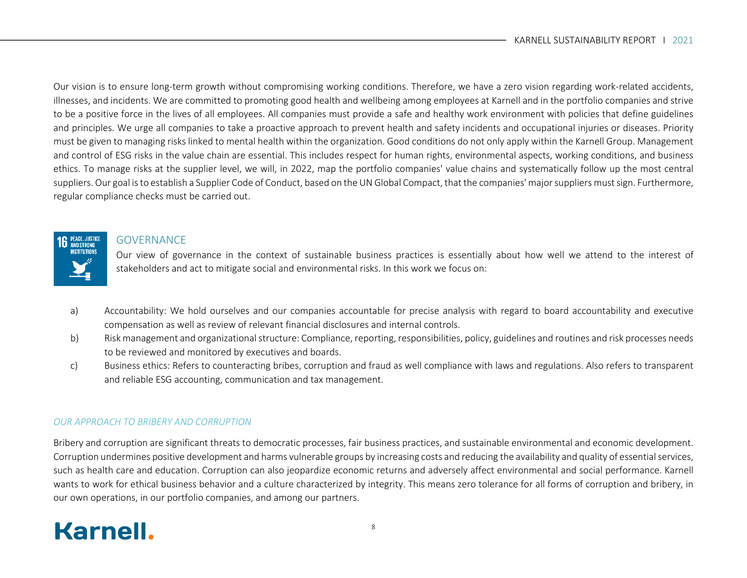Our vision is to ensure long-term growth without compromising working conditions. Therefore, we have a zero vision regarding work-related accidents, illnesses, and incidents. We are committed to promoting good health and wellbeing among employees at Karnell and in the portfolio companies and strive to be a positive force in the lives of all employees. All companies must provide a safe and healthy work environment with policies that define guidelines and principles. We urge all companies to take a proactive approach to prevent health and safety incidents and occupational injuries or diseases. Priority must be given to managing risks linked to mental health within the organization. Good conditions do not only apply within the Karnell Group. Management and control of ESG risks in the value chain are essential. This includes respect for human rights, environmental aspects, working conditions, and business ethics. To manage risks at the supplier level, we will, in 2022, map the portfolio companies' value chains and systematically follow up the most central suppliers. Our goal is to establish a Supplier Code of Conduct, based on the UN Global Compact, that the companies' major suppliers must sign. Furthermore, regular compliance checks must be carried out.

## GOVERNANCE

Our view of governance in the context of sustainable business practices is essentially about how well we attend to the interest of stakeholders and act to mitigate social and environmental risks. In this work we focus on:

a) Accountability: We hold ourselves and our companies accountable for precise analysis with regard to board accountability and executive compensation as well as review of relevant financial disclosures and internal controls.

b) Risk management and organizational structure: Compliance, reporting, responsibilities, policy, guidelines and routines and risk processes needs to be reviewed and monitored by executives and boards.

c) Business ethics: Refers to counteracting bribes, corruption and fraud as well compliance with laws and regulations. Also refers to transparent and reliable ESG accounting, communication and tax management.

### *OUR APPROACH TO BRIBERY AND CORRUPTION*

Bribery and corruption are significant threats to democratic processes, fair business practices, and sustainable environmental and economic development. Corruption undermines positive development and harms vulnerable groups by increasing costs and reducing the availability and quality of essential services, such as health care and education. Corruption can also jeopardize economic returns and adversely affect environmental and social performance. Karnell wants to work for ethical business behavior and a culture characterized by integrity. This means zero tolerance for all forms of corruption and bribery, in our own operations, in our portfolio companies, and among our partners.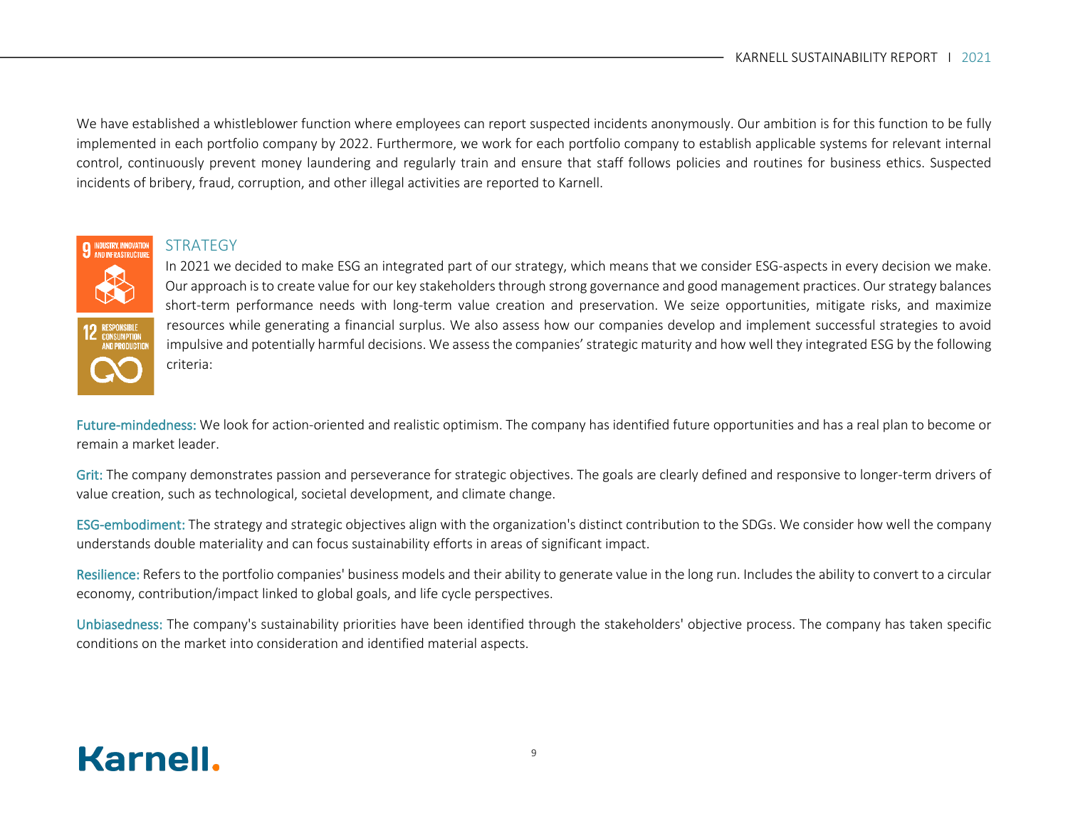We have established a whistleblower function where employees can report suspected incidents anonymously. Our ambition is for this function to be fully implemented in each portfolio company by 2022. Furthermore, we work for each portfolio company to establish applicable systems for relevant internal control, continuously prevent money laundering and regularly train and ensure that staff follows policies and routines for business ethics. Suspected incidents of bribery, fraud, corruption, and other illegal activities are reported to Karnell.

## STRATEGY

In 2021 we decided to make ESG an integrated part of our strategy, which means that we consider ESG-aspects in every decision we make. Our approach is to create value for our key stakeholders through strong governance and good management practices. Our strategy balances short-term performance needs with long-term value creation and preservation. We seize opportunities, mitigate risks, and maximize resources while generating a financial surplus. We also assess how our companies develop and implement successful strategies to avoid impulsive and potentially harmful decisions. We assess the companies' strategic maturity and how well they integrated ESG by the following criteria:

**Future-mindedness:** We look for action-oriented and realistic optimism. The company has identified future opportunities and has a real plan to become or remain a market leader.

**Grit:** The company demonstrates passion and perseverance for strategic objectives. The goals are clearly defined and responsive to longer-term drivers of value creation, such as technological, societal development, and climate change.

**ESG-embodiment:** The strategy and strategic objectives align with the organization's distinct contribution to the SDGs. We consider how well the company understands double materiality and can focus sustainability efforts in areas of significant impact.

**Resilience:** Refers to the portfolio companies' business models and their ability to generate value in the long run. Includes the ability to convert to a circular economy, contribution/impact linked to global goals, and life cycle perspectives.

**Unbiasedness:** The company's sustainability priorities have been identified through the stakeholders' objective process. The company has taken specific conditions on the market into consideration and identified material aspects.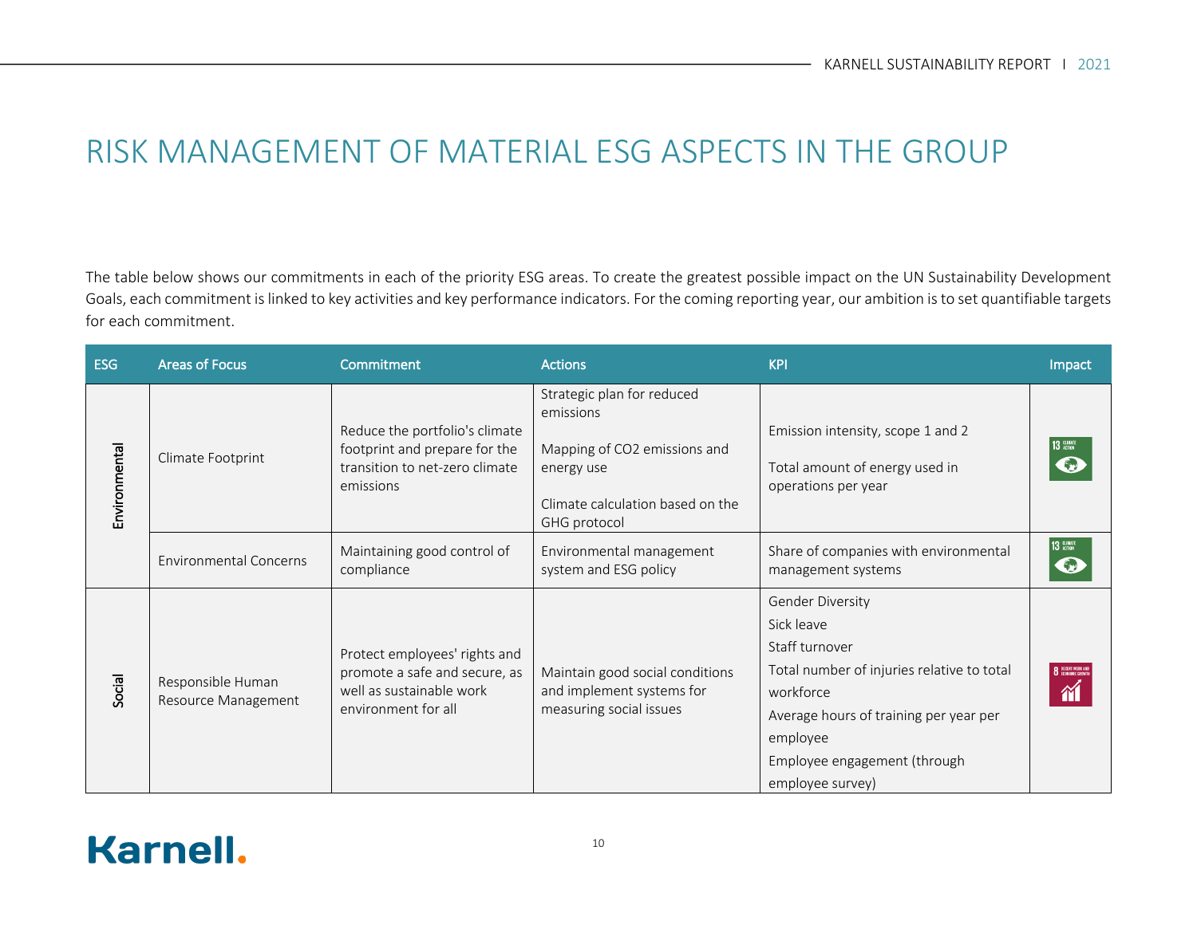# RISK MANAGEMENT OF MATERIAL ESG ASPECTS IN THE GROUP

The table below shows our commitments in each of the priority ESG areas. To create the greatest possible impact on the UN Sustainability Development Goals, each commitment is linked to key activities and key performance indicators. For the coming reporting year, our ambition is to set quantifiable targets for each commitment.

| ESG | Areas of Focus | Commitment | Actions | KPI | Impact |
|---|---|---|---|---|---|
| Environmental | Climate Footprint | Reduce the portfolio's climate footprint and prepare for the transition to net-zero climate emissions | Strategic plan for reduced emissions<br><br>Mapping of $CO_2$ emissions and energy use<br><br>Climate calculation based on the GHG protocol | Emission intensity, scope 1 and 2<br><br>Total amount of energy used in operations per year | 13 CLIMATE ACTION |
| | Environmental Concerns | Maintaining good control of compliance | Environmental management system and ESG policy | Share of companies with environmental management systems | 13 CLIMATE ACTION |
| Social | Responsible Human Resource Management | Protect employees' rights and promote a safe and secure, as well as sustainable work environment for all | Maintain good social conditions and implement systems for measuring social issues | Gender Diversity<br>Sick leave<br>Staff turnover<br>Total number of injuries relative to total workforce<br>Average hours of training per year per employee<br>Employee engagement (through employee survey) | 8 DECENT WORK AND ECONOMIC GROWTH |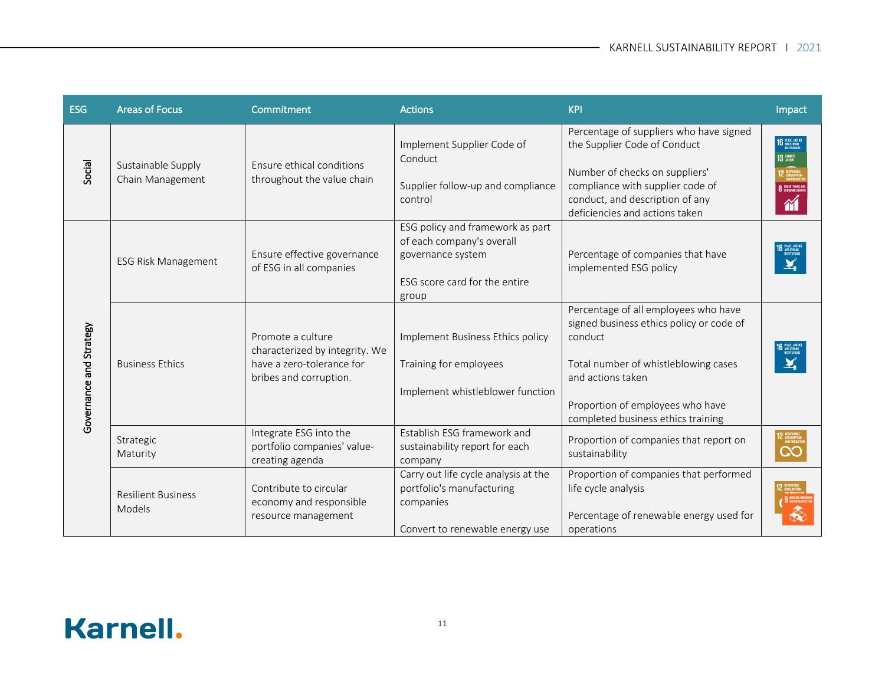| ESG | Areas of Focus | Commitment | Actions | KPI | Impact |
|---|---|---|---|---|---|
| Social | Sustainable Supply Chain Management | Ensure ethical conditions throughout the value chain | Implement Supplier Code of Conduct<br><br>Supplier follow-up and compliance control | Percentage of suppliers who have signed the Supplier Code of Conduct<br><br>Number of checks on suppliers' compliance with supplier code of conduct, and description of any deficiencies and actions taken | 16 Peace, Justice and Strong Institutions; 13 Climate Action; 12 Responsible Consumption and Production; 8 Decent Work and Economic Growth |
| Governance and Strategy | ESG Risk Management | Ensure effective governance of ESG in all companies | ESG policy and framework as part of each company's overall governance system<br><br>ESG score card for the entire group | Percentage of companies that have implemented ESG policy | 16 Peace, Justice and Strong Institutions |
| | Business Ethics | Promote a culture characterized by integrity. We have a zero-tolerance for bribes and corruption. | Implement Business Ethics policy<br><br>Training for employees<br><br>Implement whistleblower function | Percentage of all employees who have signed business ethics policy or code of conduct<br><br>Total number of whistleblowing cases and actions taken<br><br>Proportion of employees who have completed business ethics training | 16 Peace, Justice and Strong Institutions |
| | Strategic Maturity | Integrate ESG into the portfolio companies' value-creating agenda | Establish ESG framework and sustainability report for each company | Proportion of companies that report on sustainability | 12 Responsible Consumption and Production |
| | Resilient Business Models | Contribute to circular economy and responsible resource management | Carry out life cycle analysis at the portfolio's manufacturing companies<br><br>Convert to renewable energy use | Proportion of companies that performed life cycle analysis<br><br>Percentage of renewable energy used for operations | 12 Responsible Consumption and Production; 9 Industry, Innovation and Infrastructure |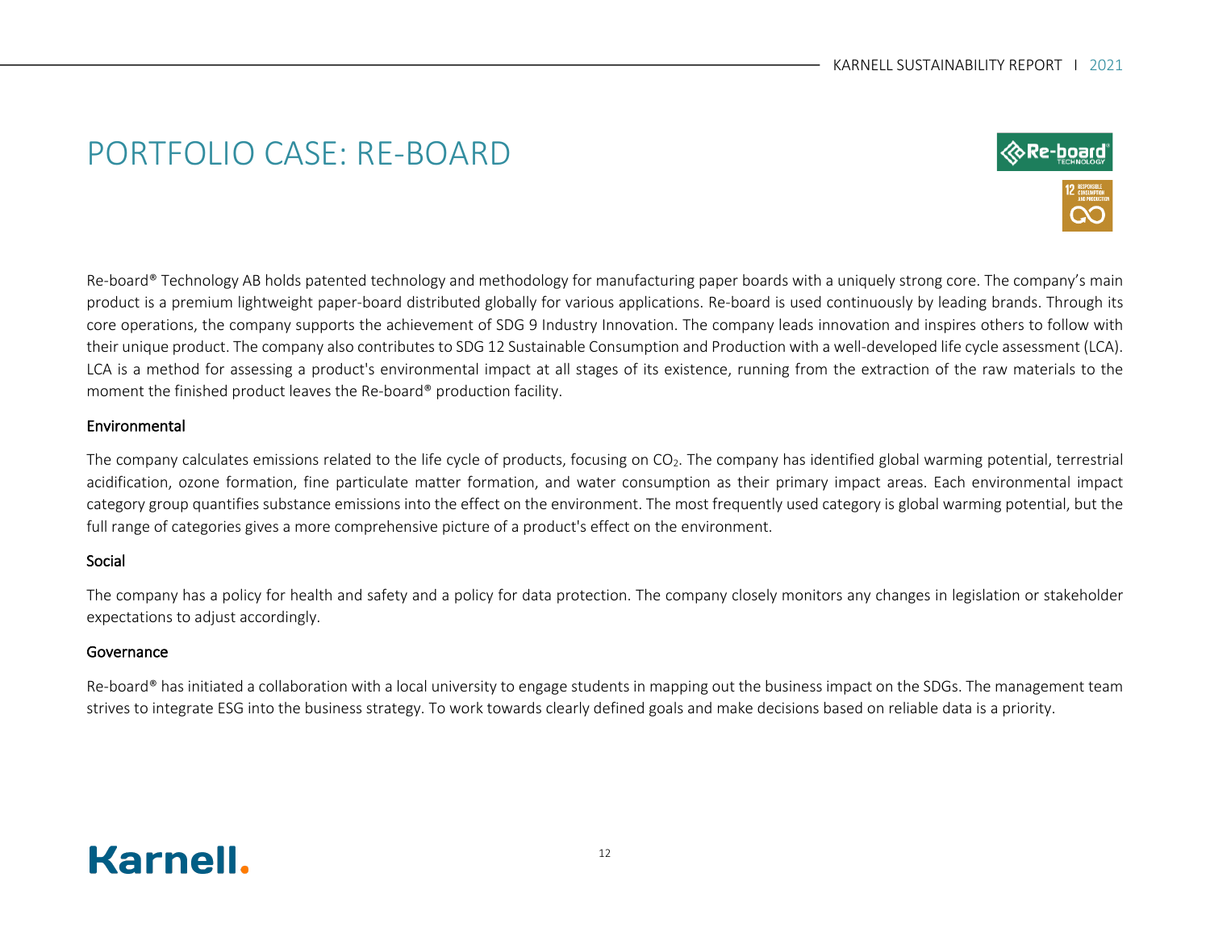# PORTFOLIO CASE: RE-BOARD

Re-board® Technology AB holds patented technology and methodology for manufacturing paper boards with a uniquely strong core. The company's main product is a premium lightweight paper-board distributed globally for various applications. Re-board is used continuously by leading brands. Through its core operations, the company supports the achievement of SDG 9 Industry Innovation. The company leads innovation and inspires others to follow with their unique product. The company also contributes to SDG 12 Sustainable Consumption and Production with a well-developed life cycle assessment (LCA). LCA is a method for assessing a product's environmental impact at all stages of its existence, running from the extraction of the raw materials to the moment the finished product leaves the Re-board® production facility.

## Environmental

The company calculates emissions related to the life cycle of products, focusing on $CO_2$. The company has identified global warming potential, terrestrial acidification, ozone formation, fine particulate matter formation, and water consumption as their primary impact areas. Each environmental impact category group quantifies substance emissions into the effect on the environment. The most frequently used category is global warming potential, but the full range of categories gives a more comprehensive picture of a product's effect on the environment.

## Social

The company has a policy for health and safety and a policy for data protection. The company closely monitors any changes in legislation or stakeholder expectations to adjust accordingly.

## Governance

Re-board® has initiated a collaboration with a local university to engage students in mapping out the business impact on the SDGs. The management team strives to integrate ESG into the business strategy. To work towards clearly defined goals and make decisions based on reliable data is a priority.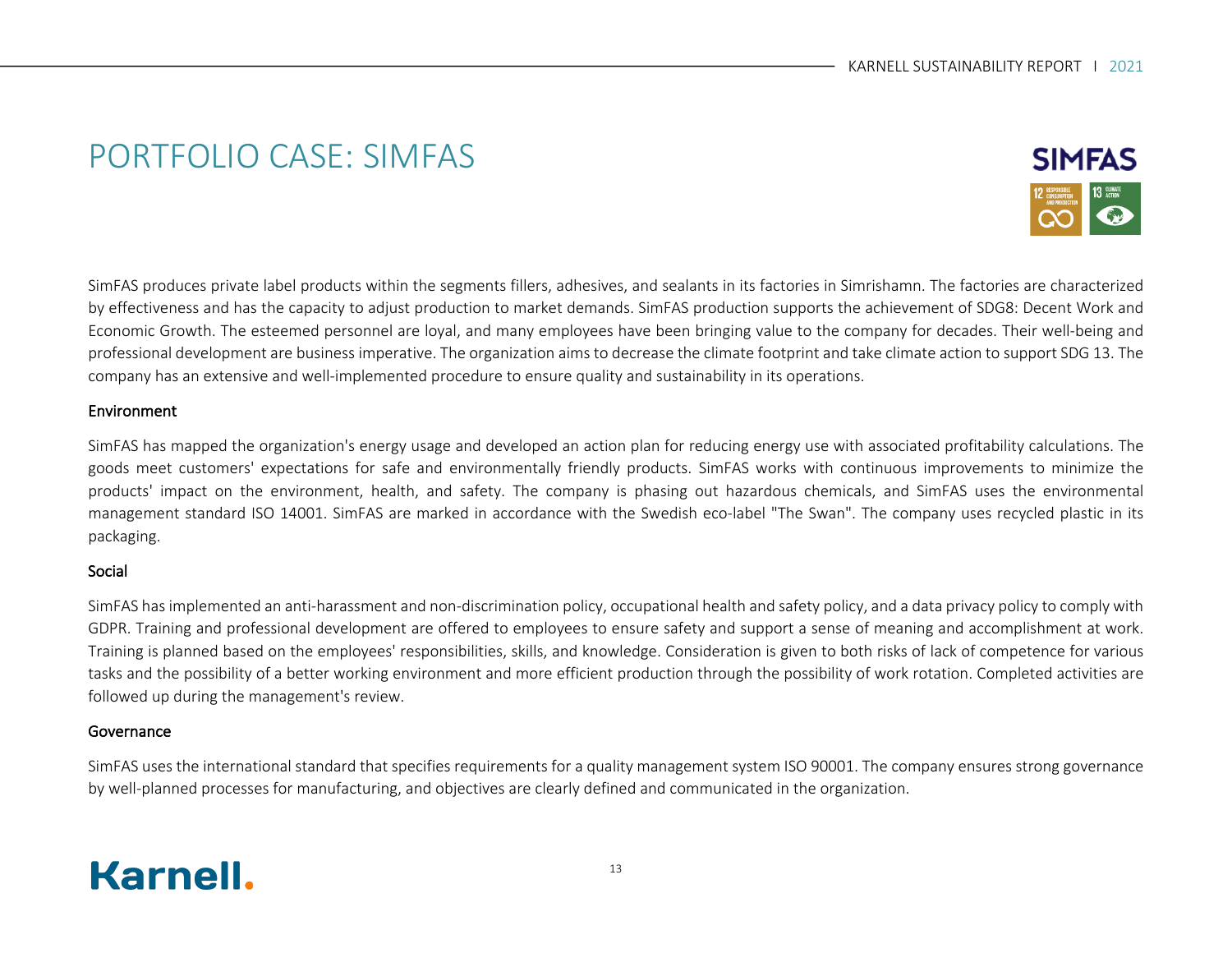# PORTFOLIO CASE: SIMFAS

SimFAS produces private label products within the segments fillers, adhesives, and sealants in its factories in Simrishamn. The factories are characterized by effectiveness and has the capacity to adjust production to market demands. SimFAS production supports the achievement of SDG8: Decent Work and Economic Growth. The esteemed personnel are loyal, and many employees have been bringing value to the company for decades. Their well-being and professional development are business imperative. The organization aims to decrease the climate footprint and take climate action to support SDG 13. The company has an extensive and well-implemented procedure to ensure quality and sustainability in its operations.

## Environment

SimFAS has mapped the organization's energy usage and developed an action plan for reducing energy use with associated profitability calculations. The goods meet customers' expectations for safe and environmentally friendly products. SimFAS works with continuous improvements to minimize the products' impact on the environment, health, and safety. The company is phasing out hazardous chemicals, and SimFAS uses the environmental management standard ISO 14001. SimFAS are marked in accordance with the Swedish eco-label "The Swan". The company uses recycled plastic in its packaging.

## Social

SimFAS has implemented an anti-harassment and non-discrimination policy, occupational health and safety policy, and a data privacy policy to comply with GDPR. Training and professional development are offered to employees to ensure safety and support a sense of meaning and accomplishment at work. Training is planned based on the employees' responsibilities, skills, and knowledge. Consideration is given to both risks of lack of competence for various tasks and the possibility of a better working environment and more efficient production through the possibility of work rotation. Completed activities are followed up during the management's review.

## Governance

SimFAS uses the international standard that specifies requirements for a quality management system ISO 90001. The company ensures strong governance by well-planned processes for manufacturing, and objectives are clearly defined and communicated in the organization.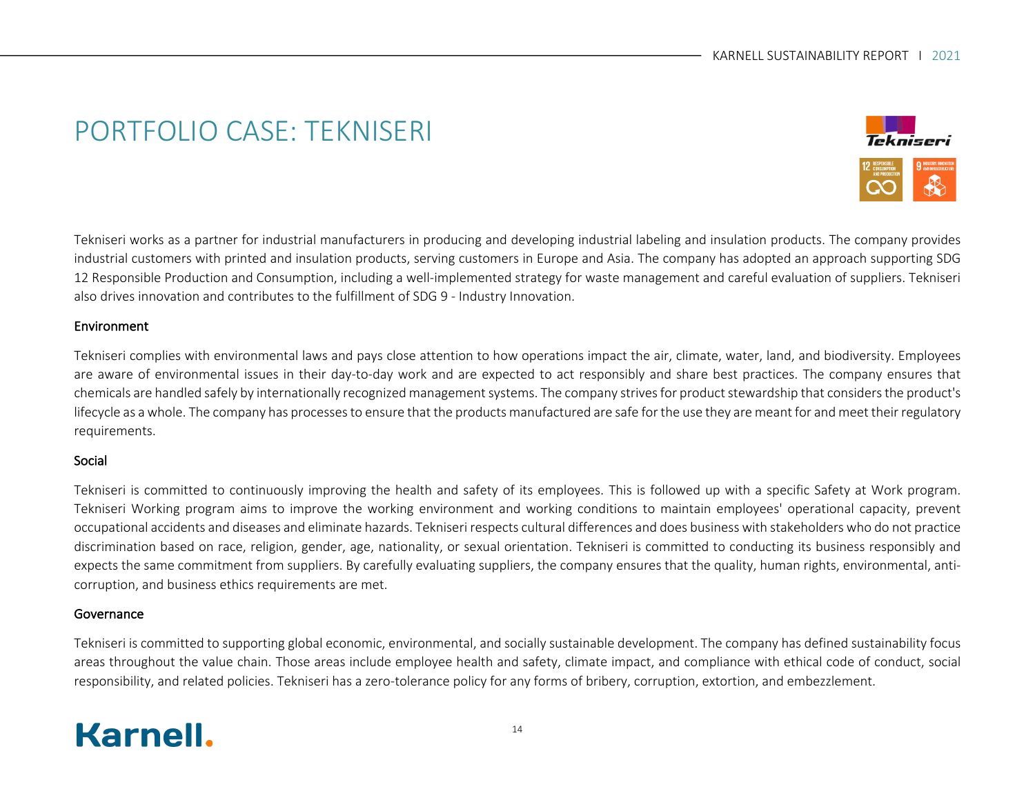# PORTFOLIO CASE: TEKNISERI

Tekniseri works as a partner for industrial manufacturers in producing and developing industrial labeling and insulation products. The company provides industrial customers with printed and insulation products, serving customers in Europe and Asia. The company has adopted an approach supporting SDG 12 Responsible Production and Consumption, including a well-implemented strategy for waste management and careful evaluation of suppliers. Tekniseri also drives innovation and contributes to the fulfillment of SDG 9 - Industry Innovation.

## Environment

Tekniseri complies with environmental laws and pays close attention to how operations impact the air, climate, water, land, and biodiversity. Employees are aware of environmental issues in their day-to-day work and are expected to act responsibly and share best practices. The company ensures that chemicals are handled safely by internationally recognized management systems. The company strives for product stewardship that considers the product's lifecycle as a whole. The company has processes to ensure that the products manufactured are safe for the use they are meant for and meet their regulatory requirements.

## Social

Tekniseri is committed to continuously improving the health and safety of its employees. This is followed up with a specific Safety at Work program. Tekniseri Working program aims to improve the working environment and working conditions to maintain employees' operational capacity, prevent occupational accidents and diseases and eliminate hazards. Tekniseri respects cultural differences and does business with stakeholders who do not practice discrimination based on race, religion, gender, age, nationality, or sexual orientation. Tekniseri is committed to conducting its business responsibly and expects the same commitment from suppliers. By carefully evaluating suppliers, the company ensures that the quality, human rights, environmental, anti-corruption, and business ethics requirements are met.

## Governance

Tekniseri is committed to supporting global economic, environmental, and socially sustainable development. The company has defined sustainability focus areas throughout the value chain. Those areas include employee health and safety, climate impact, and compliance with ethical code of conduct, social responsibility, and related policies. Tekniseri has a zero-tolerance policy for any forms of bribery, corruption, extortion, and embezzlement.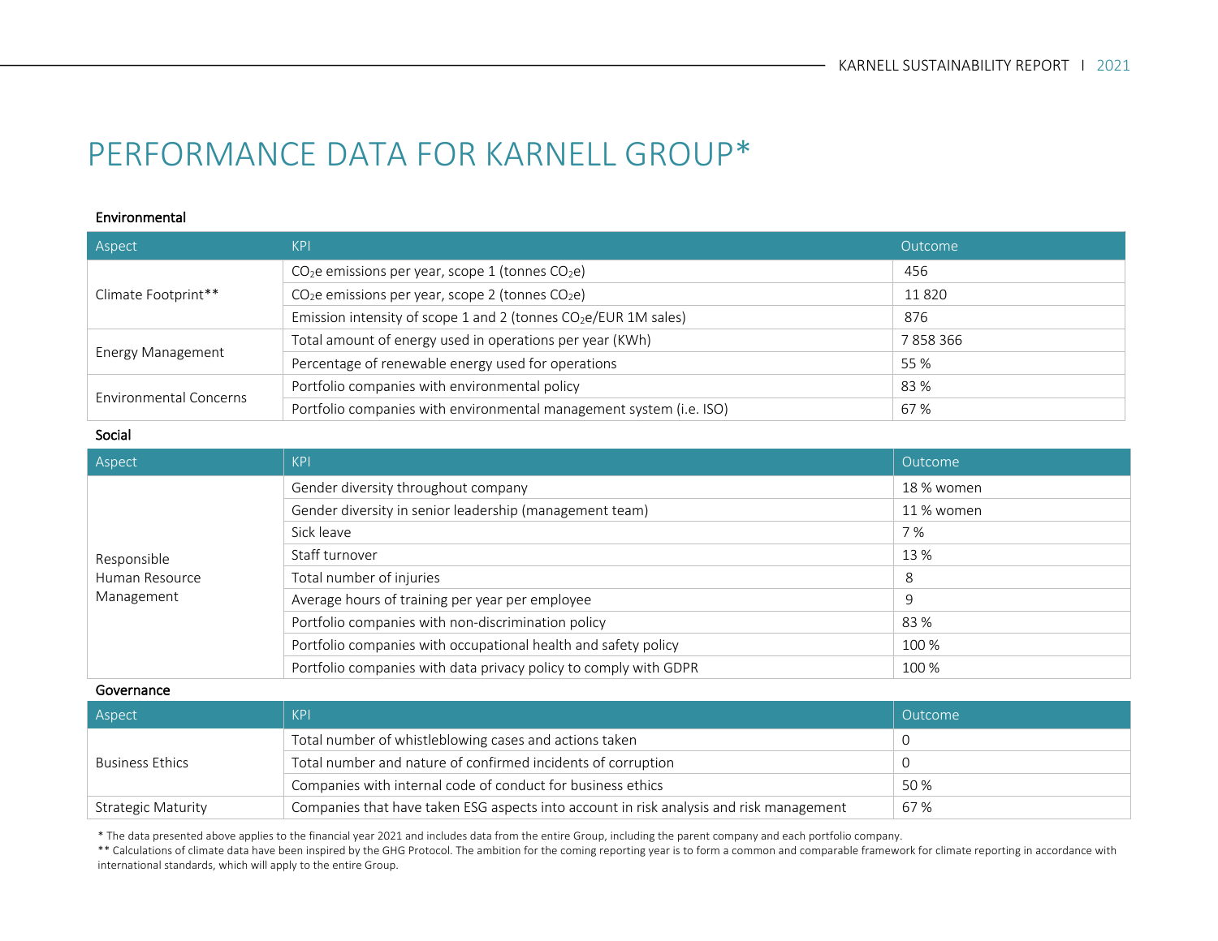# PERFORMANCE DATA FOR KARNELL GROUP*

**Environmental**

| Aspect | KPI | Outcome |
|---|---|---|
| Climate Footprint** | $CO_2$e emissions per year, scope 1 (tonnes $CO_2$e) | 456 |
| | $CO_2$e emissions per year, scope 2 (tonnes $CO_2$e) | 11 820 |
| | Emission intensity of scope 1 and 2 (tonnes $CO_2$e/EUR 1M sales) | 876 |
| Energy Management | Total amount of energy used in operations per year (KWh) | 7 858 366 |
| | Percentage of renewable energy used for operations | 55 % |
| Environmental Concerns | Portfolio companies with environmental policy | 83 % |
| | Portfolio companies with environmental management system (i.e. ISO) | 67 % |

**Social**

| Aspect | KPI | Outcome |
|---|---|---|
| Responsible Human Resource Management | Gender diversity throughout company | 18 % women |
| | Gender diversity in senior leadership (management team) | 11 % women |
| | Sick leave | 7 % |
| | Staff turnover | 13 % |
| | Total number of injuries | 8 |
| | Average hours of training per year per employee | 9 |
| | Portfolio companies with non-discrimination policy | 83 % |
| | Portfolio companies with occupational health and safety policy | 100 % |
| | Portfolio companies with data privacy policy to comply with GDPR | 100 % |

**Governance**

| Aspect | KPI | Outcome |
|---|---|---|
| Business Ethics | Total number of whistleblowing cases and actions taken | 0 |
| | Total number and nature of confirmed incidents of corruption | 0 |
| | Companies with internal code of conduct for business ethics | 50 % |
| Strategic Maturity | Companies that have taken ESG aspects into account in risk analysis and risk management | 67 % |

* The data presented above applies to the financial year 2021 and includes data from the entire Group, including the parent company and each portfolio company.
** Calculations of climate data have been inspired by the GHG Protocol. The ambition for the coming reporting year is to form a common and comparable framework for climate reporting in accordance with international standards, which will apply to the entire Group.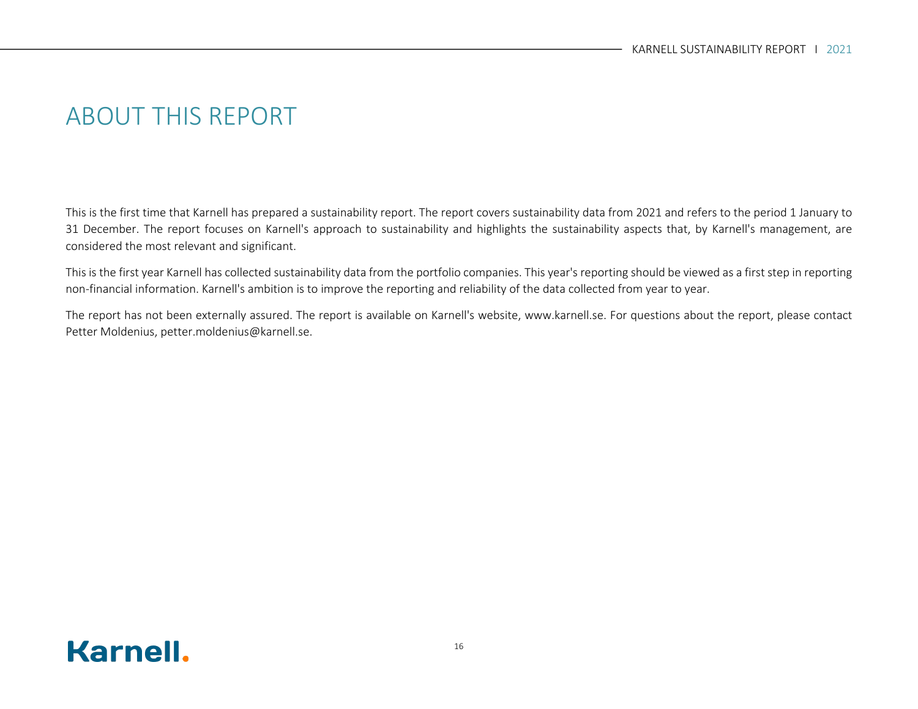# ABOUT THIS REPORT

This is the first time that Karnell has prepared a sustainability report. The report covers sustainability data from 2021 and refers to the period 1 January to 31 December. The report focuses on Karnell's approach to sustainability and highlights the sustainability aspects that, by Karnell's management, are considered the most relevant and significant.

This is the first year Karnell has collected sustainability data from the portfolio companies. This year's reporting should be viewed as a first step in reporting non-financial information. Karnell's ambition is to improve the reporting and reliability of the data collected from year to year.

The report has not been externally assured. The report is available on Karnell's website, www.karnell.se. For questions about the report, please contact Petter Moldenius, petter.moldenius@karnell.se.